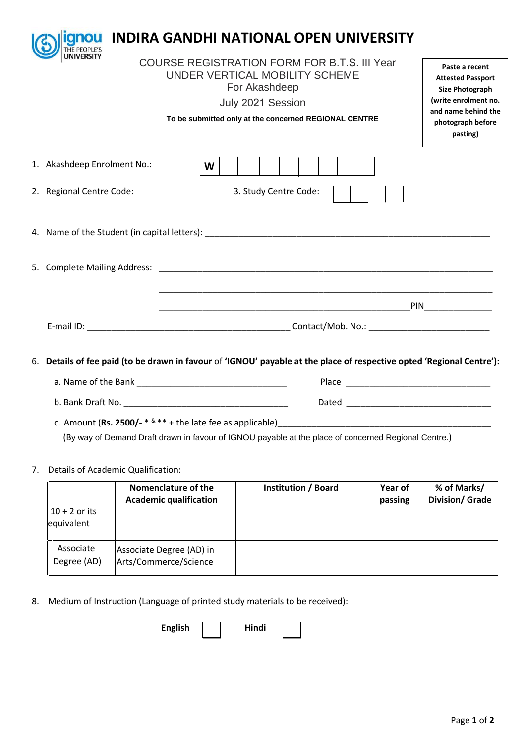# INDIRA GANDHI NATIONAL OPEN UNIVERSITY

COURSE REGISTRATION FORM FOR B.T.S. III Year
UNDER VERTICAL MOBILITY SCHEME
For Akashdeep
July 2021 Session

**To be submitted only at the concerned REGIONAL CENTRE**

**Paste a recent Attested Passport Size Photograph (write enrolment no. and name behind the photograph before pasting)**

1. Akashdeep Enrolment No.: W

2. Regional Centre Code: &emsp; 3. Study Centre Code:

4. Name of the Student (in capital letters): ______________________________

5. Complete Mailing Address: ______________________________

______________________________

______________________________ PIN ____________

E-mail ID: ______________________________ Contact/Mob. No.: ____________

6. **Details of fee paid (to be drawn in favour** of **'IGNOU' payable at the place of respective opted 'Regional Centre'):**

   a. Name of the Bank ______________________ Place ______________________

   b. Bank Draft No. ______________________ Dated ______________________

   c. Amount (**Rs. 2500/-** * & ** + the late fee as applicable)______________________

   (By way of Demand Draft drawn in favour of IGNOU payable at the place of concerned Regional Centre.)

7. Details of Academic Qualification:

| | Nomenclature of the Academic qualification | Institution / Board | Year of passing | % of Marks/ Division/ Grade |
|---|---|---|---|---|
| 10 + 2 or its equivalent | | | | |
| Associate Degree (AD) | Associate Degree (AD) in Arts/Commerce/Science | | | |

8. Medium of Instruction (Language of printed study materials to be received):

   **English** ☐ &emsp; **Hindi** ☐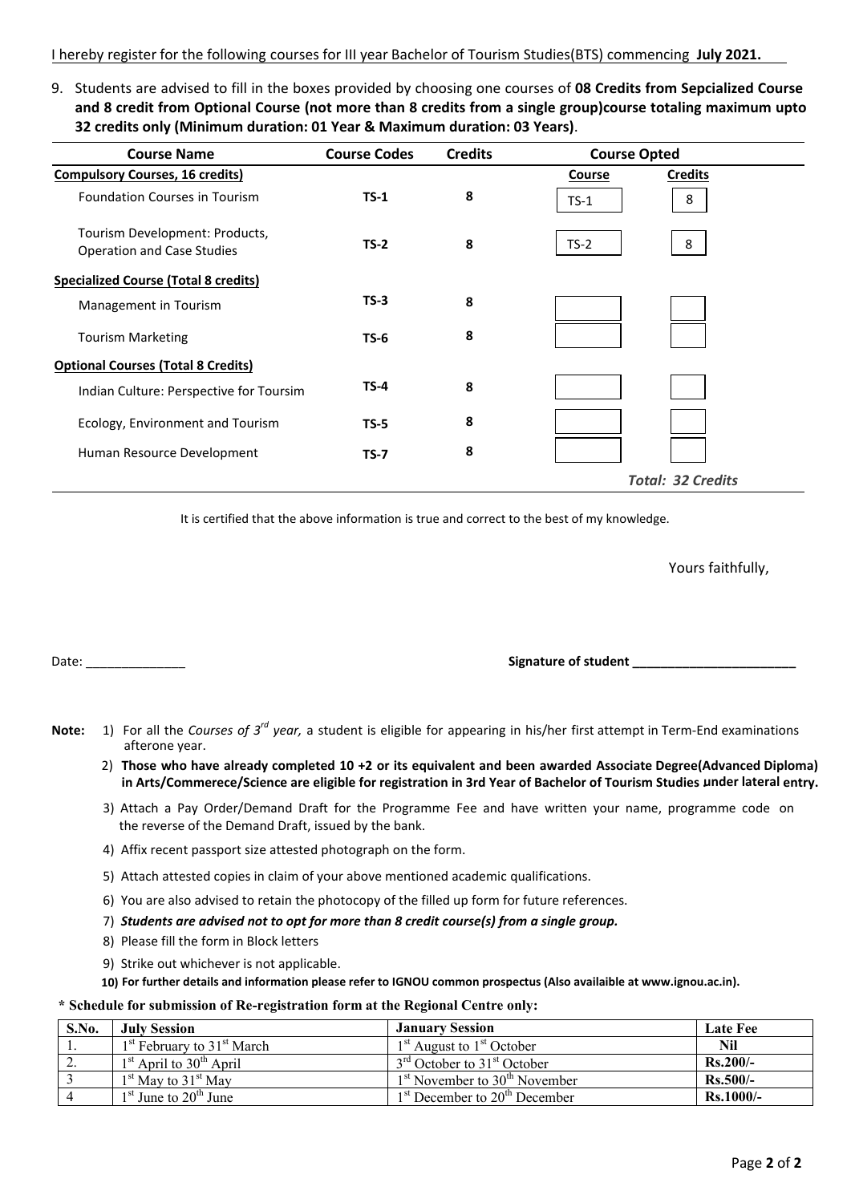I hereby register for the following courses for III year Bachelor of Tourism Studies(BTS) commencing **July 2021.**

9. Students are advised to fill in the boxes provided by choosing one courses of **08 Credits from Sepcialized Course and 8 credit from Optional Course (not more than 8 credits from a single group)course totaling maximum upto 32 credits only (Minimum duration: 01 Year & Maximum duration: 03 Years)**.

| Course Name | Course Codes | Credits | Course Opted | |
|---|---|---|---|---|
| | | | Course | Credits |
| **Compulsory Courses, 16 credits)** | | | | |
| Foundation Courses in Tourism | **TS-1** | **8** | TS-1 | 8 |
| Tourism Development: Products, Operation and Case Studies | **TS-2** | **8** | TS-2 | 8 |
| **Specialized Course (Total 8 credits)** | | | | |
| Management in Tourism | **TS-3** | **8** | | |
| Tourism Marketing | **TS-6** | **8** | | |
| **Optional Courses (Total 8 Credits)** | | | | |
| Indian Culture: Perspective for Toursim | **TS-4** | **8** | | |
| Ecology, Environment and Tourism | **TS-5** | **8** | | |
| Human Resource Development | **TS-7** | **8** | | |
| | | | | ***Total: 32 Credits*** |

It is certified that the above information is true and correct to the best of my knowledge.

Yours faithfully,

Date: ______________

**Signature of student _______________________**

**Note:**

1) For all the *Courses of 3rd year,* a student is eligible for appearing in his/her first attempt in Term-End examinations afterone year.
2) **Those who have already completed 10 +2 or its equivalent and been awarded Associate Degree(Advanced Diploma) in Arts/Commerece/Science are eligible for registration in 3rd Year of Bachelor of Tourism Studies under lateral entry.**
3) Attach a Pay Order/Demand Draft for the Programme Fee and have written your name, programme code on the reverse of the Demand Draft, issued by the bank.
4) Affix recent passport size attested photograph on the form.
5) Attach attested copies in claim of your above mentioned academic qualifications.
6) You are also advised to retain the photocopy of the filled up form for future references.
7) ***Students are advised not to opt for more than 8 credit course(s) from a single group.***
8) Please fill the form in Block letters
9) Strike out whichever is not applicable.
10) **For further details and information please refer to IGNOU common prospectus (Also availaible at www.ignou.ac.in).**

**\* Schedule for submission of Re-registration form at the Regional Centre only:**

| S.No. | July Session | January Session | Late Fee |
|---|---|---|---|
| 1. | 1st February to 31st March | 1st August to 1st October | **Nil** |
| 2. | 1st April to 30th April | 3rd October to 31st October | **Rs.200/-** |
| 3 | 1st May to 31st May | 1st November to 30th November | **Rs.500/-** |
| 4 | 1st June to 20th June | 1st December to 20th December | **Rs.1000/-** |